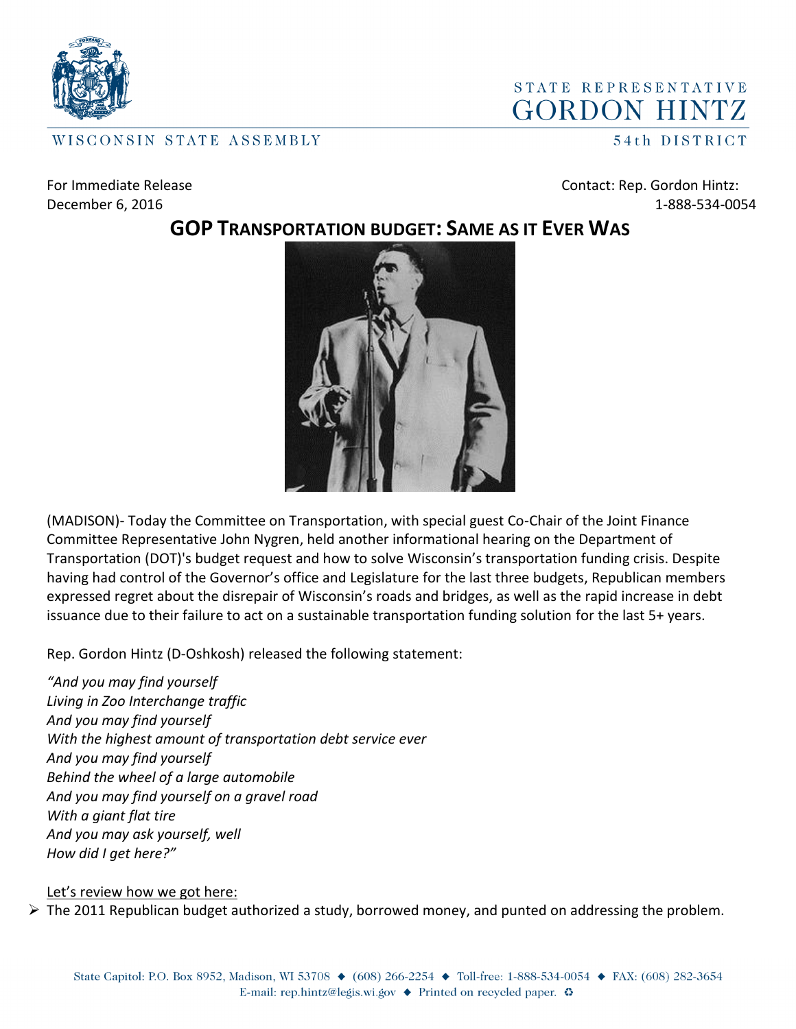WISCONSIN STATE ASSEMBLY

STATE REPRESENTATIVE
GORDON HINTZ
54th DISTRICT

For Immediate Release
December 6, 2016

Contact: Rep. Gordon Hintz:
1-888-534-0054

# GOP TRANSPORTATION BUDGET: SAME AS IT EVER WAS

(MADISON)- Today the Committee on Transportation, with special guest Co-Chair of the Joint Finance Committee Representative John Nygren, held another informational hearing on the Department of Transportation (DOT)'s budget request and how to solve Wisconsin's transportation funding crisis. Despite having had control of the Governor's office and Legislature for the last three budgets, Republican members expressed regret about the disrepair of Wisconsin's roads and bridges, as well as the rapid increase in debt issuance due to their failure to act on a sustainable transportation funding solution for the last 5+ years.

Rep. Gordon Hintz (D-Oshkosh) released the following statement:

*"And you may find yourself*
*Living in Zoo Interchange traffic*
*And you may find yourself*
*With the highest amount of transportation debt service ever*
*And you may find yourself*
*Behind the wheel of a large automobile*
*And you may find yourself on a gravel road*
*With a giant flat tire*
*And you may ask yourself, well*
*How did I get here?"*

<u>Let's review how we got here:</u>

- The 2011 Republican budget authorized a study, borrowed money, and punted on addressing the problem.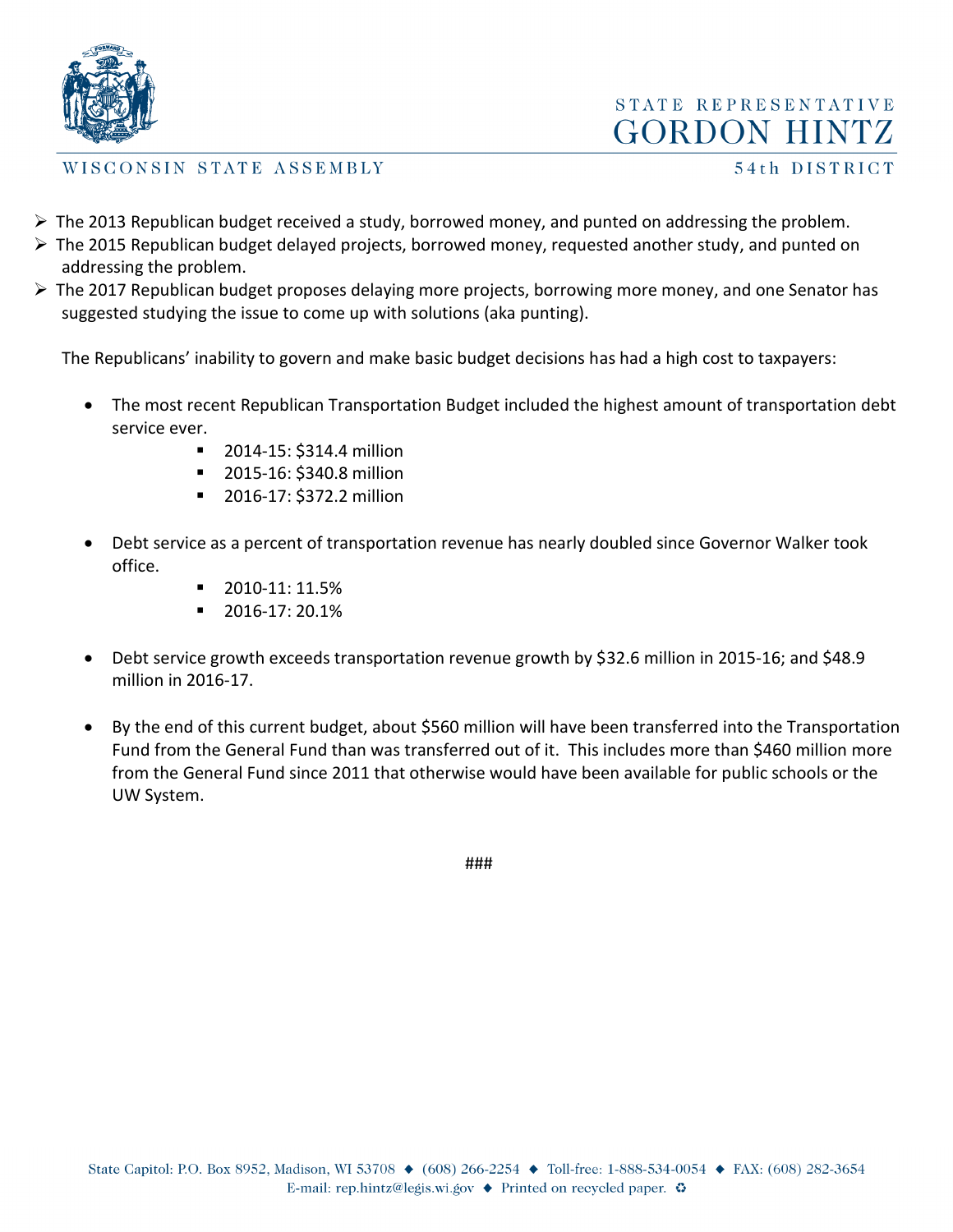- The 2013 Republican budget received a study, borrowed money, and punted on addressing the problem.
- The 2015 Republican budget delayed projects, borrowed money, requested another study, and punted on addressing the problem.
- The 2017 Republican budget proposes delaying more projects, borrowing more money, and one Senator has suggested studying the issue to come up with solutions (aka punting).

The Republicans' inability to govern and make basic budget decisions has had a high cost to taxpayers:

- The most recent Republican Transportation Budget included the highest amount of transportation debt service ever.
    - 2014-15: $314.4 million
    - 2015-16: $340.8 million
    - 2016-17: $372.2 million

- Debt service as a percent of transportation revenue has nearly doubled since Governor Walker took office.
    - 2010-11: 11.5%
    - 2016-17: 20.1%

- Debt service growth exceeds transportation revenue growth by $32.6 million in 2015-16; and $48.9 million in 2016-17.

- By the end of this current budget, about $560 million will have been transferred into the Transportation Fund from the General Fund than was transferred out of it. This includes more than $460 million more from the General Fund since 2011 that otherwise would have been available for public schools or the UW System.

###